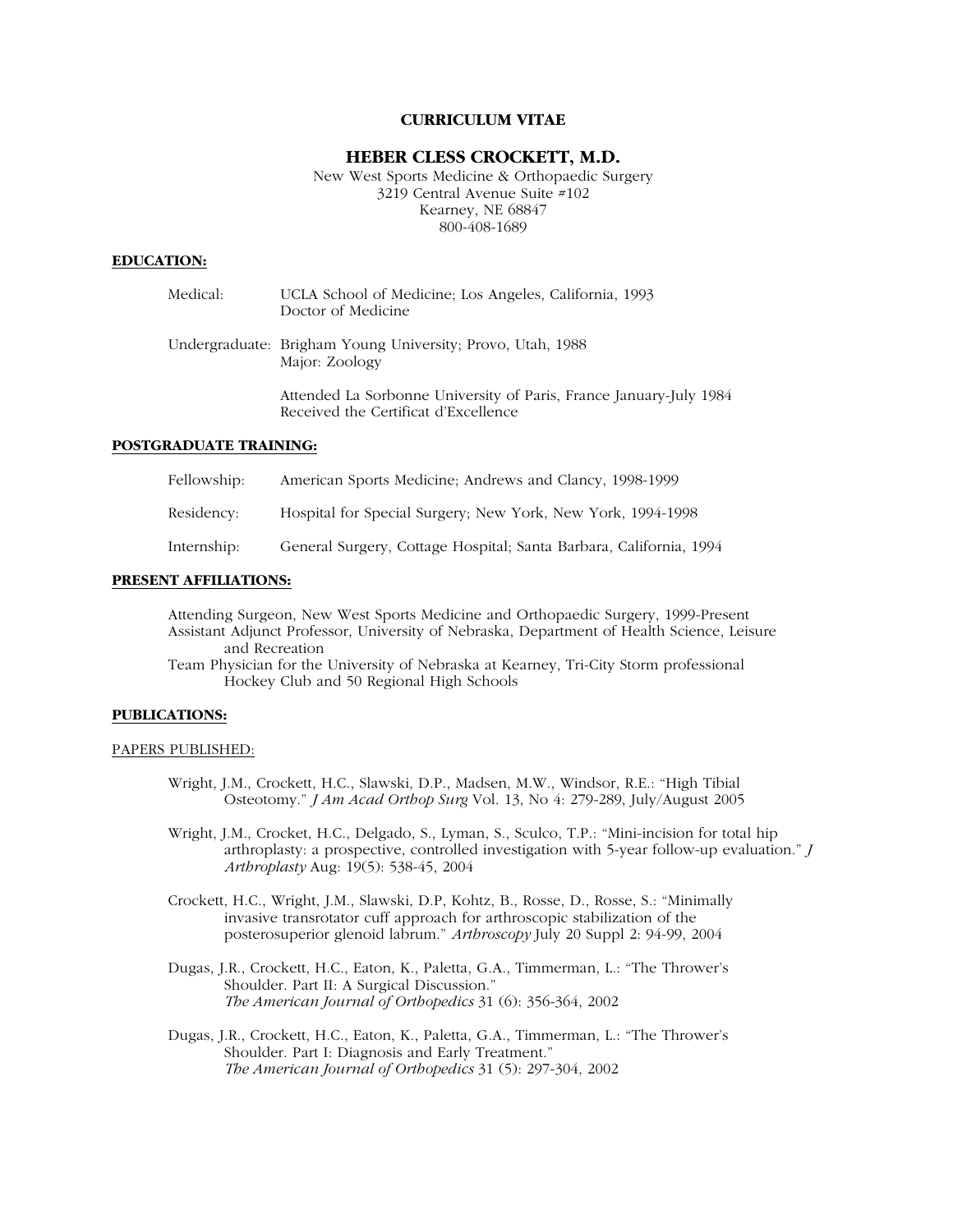# CURRICULUM VITAE

## HEBER CLESS CROCKETT, M.D.

New West Sports Medicine & Orthopaedic Surgery
3219 Central Avenue Suite #102
Kearney, NE 68847
800-408-1689

### EDUCATION:

Medical: UCLA School of Medicine; Los Angeles, California, 1993
Doctor of Medicine

Undergraduate: Brigham Young University; Provo, Utah, 1988
Major: Zoology

Attended La Sorbonne University of Paris, France January-July 1984
Received the Certificat d'Excellence

### POSTGRADUATE TRAINING:

Fellowship: American Sports Medicine; Andrews and Clancy, 1998-1999

Residency: Hospital for Special Surgery; New York, New York, 1994-1998

Internship: General Surgery, Cottage Hospital; Santa Barbara, California, 1994

### PRESENT AFFILIATIONS:

Attending Surgeon, New West Sports Medicine and Orthopaedic Surgery, 1999-Present

Assistant Adjunct Professor, University of Nebraska, Department of Health Science, Leisure and Recreation

Team Physician for the University of Nebraska at Kearney, Tri-City Storm professional Hockey Club and 50 Regional High Schools

### PUBLICATIONS:

PAPERS PUBLISHED:

Wright, J.M., Crockett, H.C., Slawski, D.P., Madsen, M.W., Windsor, R.E.: "High Tibial Osteotomy." *J Am Acad Orthop Surg* Vol. 13, No 4: 279-289, July/August 2005

Wright, J.M., Crocket, H.C., Delgado, S., Lyman, S., Sculco, T.P.: "Mini-incision for total hip arthroplasty: a prospective, controlled investigation with 5-year follow-up evaluation." *J Arthroplasty* Aug: 19(5): 538-45, 2004

Crockett, H.C., Wright, J.M., Slawski, D.P, Kohtz, B., Rosse, D., Rosse, S.: "Minimally invasive transrotator cuff approach for arthroscopic stabilization of the posterosuperior glenoid labrum." *Arthroscopy* July 20 Suppl 2: 94-99, 2004

Dugas, J.R., Crockett, H.C., Eaton, K., Paletta, G.A., Timmerman, L.: "The Thrower's Shoulder. Part II: A Surgical Discussion." *The American Journal of Orthopedics* 31 (6): 356-364, 2002

Dugas, J.R., Crockett, H.C., Eaton, K., Paletta, G.A., Timmerman, L.: "The Thrower's Shoulder. Part I: Diagnosis and Early Treatment." *The American Journal of Orthopedics* 31 (5): 297-304, 2002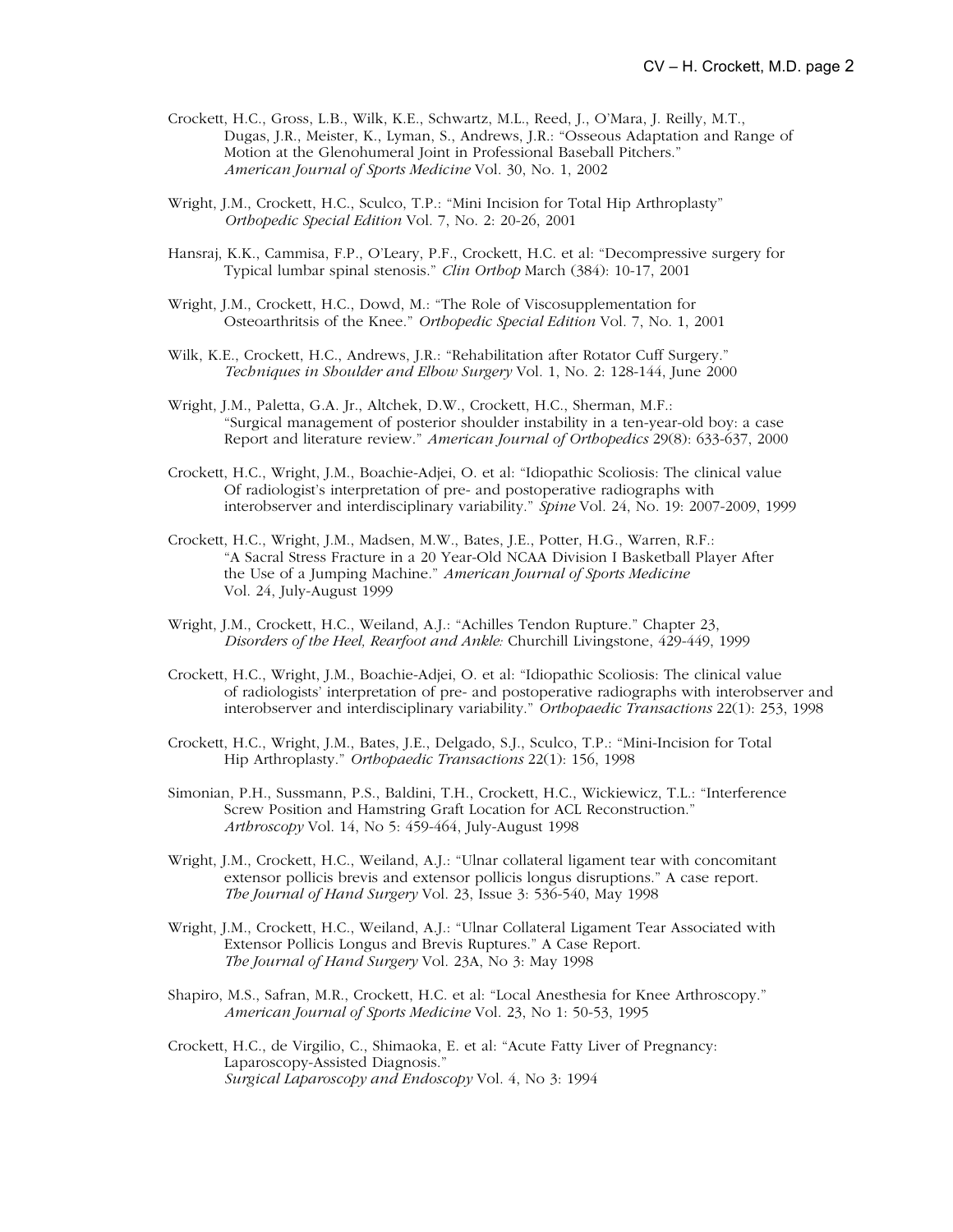Crockett, H.C., Gross, L.B., Wilk, K.E., Schwartz, M.L., Reed, J., O'Mara, J. Reilly, M.T., Dugas, J.R., Meister, K., Lyman, S., Andrews, J.R.: "Osseous Adaptation and Range of Motion at the Glenohumeral Joint in Professional Baseball Pitchers." *American Journal of Sports Medicine* Vol. 30, No. 1, 2002

Wright, J.M., Crockett, H.C., Sculco, T.P.: "Mini Incision for Total Hip Arthroplasty" *Orthopedic Special Edition* Vol. 7, No. 2: 20-26, 2001

Hansraj, K.K., Cammisa, F.P., O'Leary, P.F., Crockett, H.C. et al: "Decompressive surgery for Typical lumbar spinal stenosis." *Clin Orthop* March (384): 10-17, 2001

Wright, J.M., Crockett, H.C., Dowd, M.: "The Role of Viscosupplementation for Osteoarthritsis of the Knee." *Orthopedic Special Edition* Vol. 7, No. 1, 2001

Wilk, K.E., Crockett, H.C., Andrews, J.R.: "Rehabilitation after Rotator Cuff Surgery." *Techniques in Shoulder and Elbow Surgery* Vol. 1, No. 2: 128-144, June 2000

Wright, J.M., Paletta, G.A. Jr., Altchek, D.W., Crockett, H.C., Sherman, M.F.: "Surgical management of posterior shoulder instability in a ten-year-old boy: a case Report and literature review." *American Journal of Orthopedics* 29(8): 633-637, 2000

Crockett, H.C., Wright, J.M., Boachie-Adjei, O. et al: "Idiopathic Scoliosis: The clinical value Of radiologist's interpretation of pre- and postoperative radiographs with interobserver and interdisciplinary variability." *Spine* Vol. 24, No. 19: 2007-2009, 1999

Crockett, H.C., Wright, J.M., Madsen, M.W., Bates, J.E., Potter, H.G., Warren, R.F.: "A Sacral Stress Fracture in a 20 Year-Old NCAA Division I Basketball Player After the Use of a Jumping Machine." *American Journal of Sports Medicine* Vol. 24, July-August 1999

Wright, J.M., Crockett, H.C., Weiland, A.J.: "Achilles Tendon Rupture." Chapter 23, *Disorders of the Heel, Rearfoot and Ankle:* Churchill Livingstone, 429-449, 1999

Crockett, H.C., Wright, J.M., Boachie-Adjei, O. et al: "Idiopathic Scoliosis: The clinical value of radiologists' interpretation of pre- and postoperative radiographs with interobserver and interobserver and interdisciplinary variability." *Orthopaedic Transactions* 22(1): 253, 1998

Crockett, H.C., Wright, J.M., Bates, J.E., Delgado, S.J., Sculco, T.P.: "Mini-Incision for Total Hip Arthroplasty." *Orthopaedic Transactions* 22(1): 156, 1998

Simonian, P.H., Sussmann, P.S., Baldini, T.H., Crockett, H.C., Wickiewicz, T.L.: "Interference Screw Position and Hamstring Graft Location for ACL Reconstruction." *Arthroscopy* Vol. 14, No 5: 459-464, July-August 1998

Wright, J.M., Crockett, H.C., Weiland, A.J.: "Ulnar collateral ligament tear with concomitant extensor pollicis brevis and extensor pollicis longus disruptions." A case report. *The Journal of Hand Surgery* Vol. 23, Issue 3: 536-540, May 1998

Wright, J.M., Crockett, H.C., Weiland, A.J.: "Ulnar Collateral Ligament Tear Associated with Extensor Pollicis Longus and Brevis Ruptures." A Case Report. *The Journal of Hand Surgery* Vol. 23A, No 3: May 1998

Shapiro, M.S., Safran, M.R., Crockett, H.C. et al: "Local Anesthesia for Knee Arthroscopy." *American Journal of Sports Medicine* Vol. 23, No 1: 50-53, 1995

Crockett, H.C., de Virgilio, C., Shimaoka, E. et al: "Acute Fatty Liver of Pregnancy: Laparoscopy-Assisted Diagnosis." *Surgical Laparoscopy and Endoscopy* Vol. 4, No 3: 1994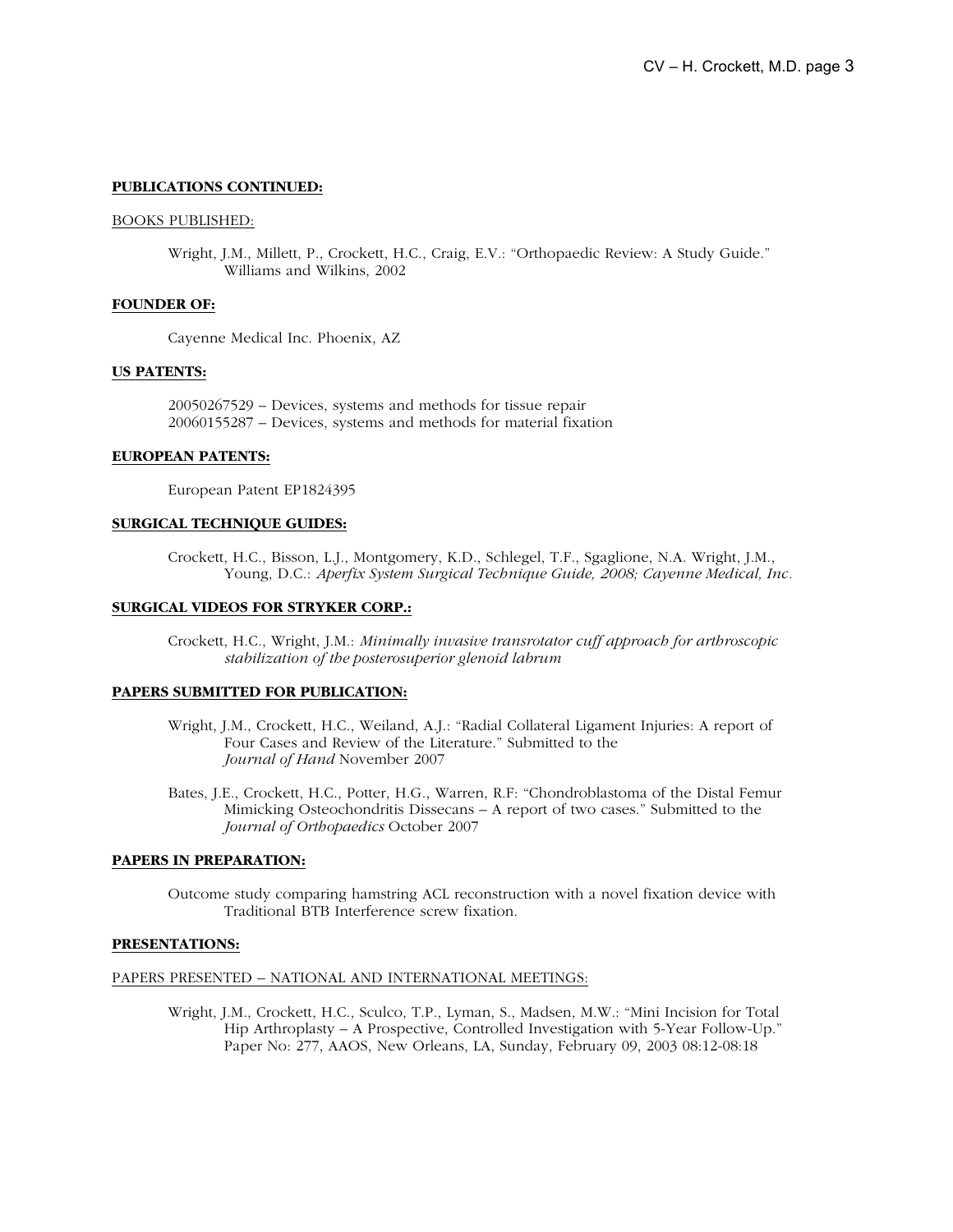## PUBLICATIONS CONTINUED:

BOOKS PUBLISHED:

Wright, J.M., Millett, P., Crockett, H.C., Craig, E.V.: "Orthopaedic Review: A Study Guide." Williams and Wilkins, 2002

## FOUNDER OF:

Cayenne Medical Inc. Phoenix, AZ

## US PATENTS:

20050267529 – Devices, systems and methods for tissue repair
20060155287 – Devices, systems and methods for material fixation

## EUROPEAN PATENTS:

European Patent EP1824395

## SURGICAL TECHNIQUE GUIDES:

Crockett, H.C., Bisson, L.J., Montgomery, K.D., Schlegel, T.F., Sgaglione, N.A. Wright, J.M., Young, D.C.: *Aperfix System Surgical Technique Guide, 2008; Cayenne Medical, Inc.*

## SURGICAL VIDEOS FOR STRYKER CORP.:

Crockett, H.C., Wright, J.M.: *Minimally invasive transrotator cuff approach for arthroscopic stabilization of the posterosuperior glenoid labrum*

## PAPERS SUBMITTED FOR PUBLICATION:

Wright, J.M., Crockett, H.C., Weiland, A.J.: "Radial Collateral Ligament Injuries: A report of Four Cases and Review of the Literature." Submitted to the *Journal of Hand* November 2007

Bates, J.E., Crockett, H.C., Potter, H.G., Warren, R.F: "Chondroblastoma of the Distal Femur Mimicking Osteochondritis Dissecans – A report of two cases." Submitted to the *Journal of Orthopaedics* October 2007

## PAPERS IN PREPARATION:

Outcome study comparing hamstring ACL reconstruction with a novel fixation device with Traditional BTB Interference screw fixation.

## PRESENTATIONS:

PAPERS PRESENTED – NATIONAL AND INTERNATIONAL MEETINGS:

Wright, J.M., Crockett, H.C., Sculco, T.P., Lyman, S., Madsen, M.W.: "Mini Incision for Total Hip Arthroplasty – A Prospective, Controlled Investigation with 5-Year Follow-Up." Paper No: 277, AAOS, New Orleans, LA, Sunday, February 09, 2003 08:12-08:18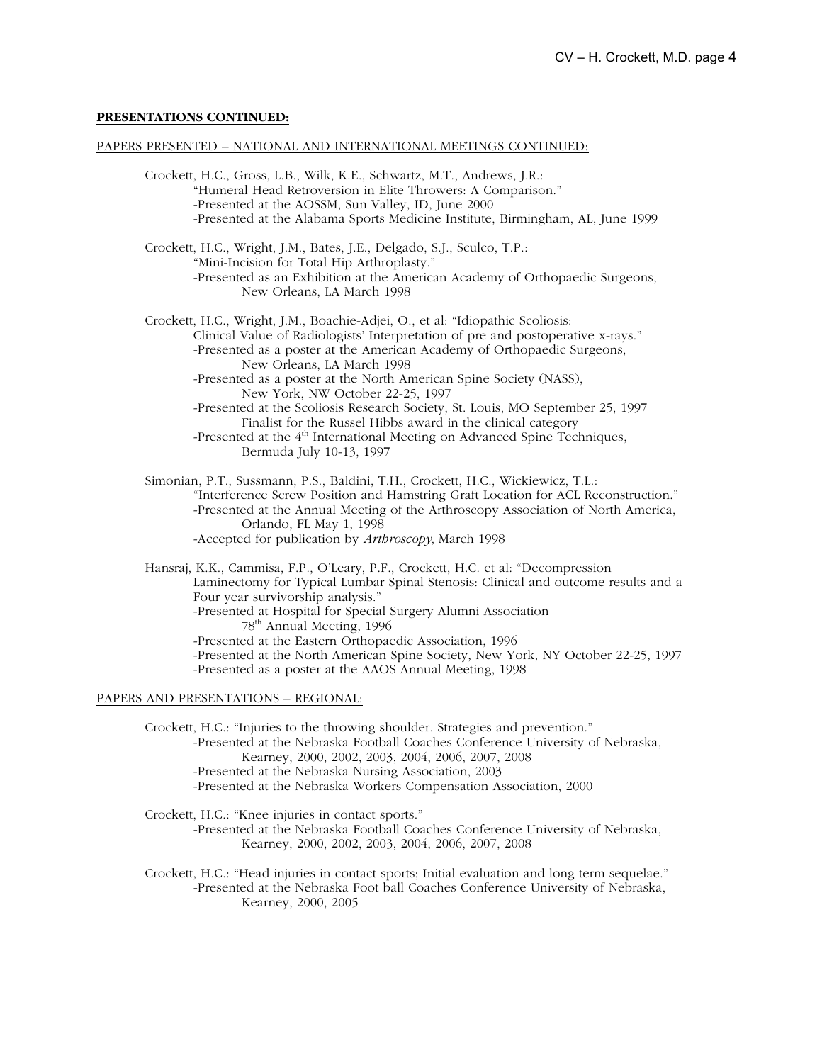**PRESENTATIONS CONTINUED:**

PAPERS PRESENTED – NATIONAL AND INTERNATIONAL MEETINGS CONTINUED:

Crockett, H.C., Gross, L.B., Wilk, K.E., Schwartz, M.T., Andrews, J.R.:
"Humeral Head Retroversion in Elite Throwers: A Comparison."
-Presented at the AOSSM, Sun Valley, ID, June 2000
-Presented at the Alabama Sports Medicine Institute, Birmingham, AL, June 1999

Crockett, H.C., Wright, J.M., Bates, J.E., Delgado, S.J., Sculco, T.P.:
"Mini-Incision for Total Hip Arthroplasty."
-Presented as an Exhibition at the American Academy of Orthopaedic Surgeons, New Orleans, LA March 1998

Crockett, H.C., Wright, J.M., Boachie-Adjei, O., et al: "Idiopathic Scoliosis: Clinical Value of Radiologists' Interpretation of pre and postoperative x-rays."
-Presented as a poster at the American Academy of Orthopaedic Surgeons, New Orleans, LA March 1998
-Presented as a poster at the North American Spine Society (NASS), New York, NW October 22-25, 1997
-Presented at the Scoliosis Research Society, St. Louis, MO September 25, 1997
Finalist for the Russel Hibbs award in the clinical category
-Presented at the 4th International Meeting on Advanced Spine Techniques, Bermuda July 10-13, 1997

Simonian, P.T., Sussmann, P.S., Baldini, T.H., Crockett, H.C., Wickiewicz, T.L.:
"Interference Screw Position and Hamstring Graft Location for ACL Reconstruction."
-Presented at the Annual Meeting of the Arthroscopy Association of North America, Orlando, FL May 1, 1998
-Accepted for publication by *Arthroscopy,* March 1998

Hansraj, K.K., Cammisa, F.P., O'Leary, P.F., Crockett, H.C. et al: "Decompression Laminectomy for Typical Lumbar Spinal Stenosis: Clinical and outcome results and a Four year survivorship analysis."
-Presented at Hospital for Special Surgery Alumni Association 78th Annual Meeting, 1996
-Presented at the Eastern Orthopaedic Association, 1996
-Presented at the North American Spine Society, New York, NY October 22-25, 1997
-Presented as a poster at the AAOS Annual Meeting, 1998

PAPERS AND PRESENTATIONS – REGIONAL:

Crockett, H.C.: "Injuries to the throwing shoulder. Strategies and prevention."
-Presented at the Nebraska Football Coaches Conference University of Nebraska, Kearney, 2000, 2002, 2003, 2004, 2006, 2007, 2008
-Presented at the Nebraska Nursing Association, 2003
-Presented at the Nebraska Workers Compensation Association, 2000

Crockett, H.C.: "Knee injuries in contact sports."
-Presented at the Nebraska Football Coaches Conference University of Nebraska, Kearney, 2000, 2002, 2003, 2004, 2006, 2007, 2008

Crockett, H.C.: "Head injuries in contact sports; Initial evaluation and long term sequelae."
-Presented at the Nebraska Foot ball Coaches Conference University of Nebraska, Kearney, 2000, 2005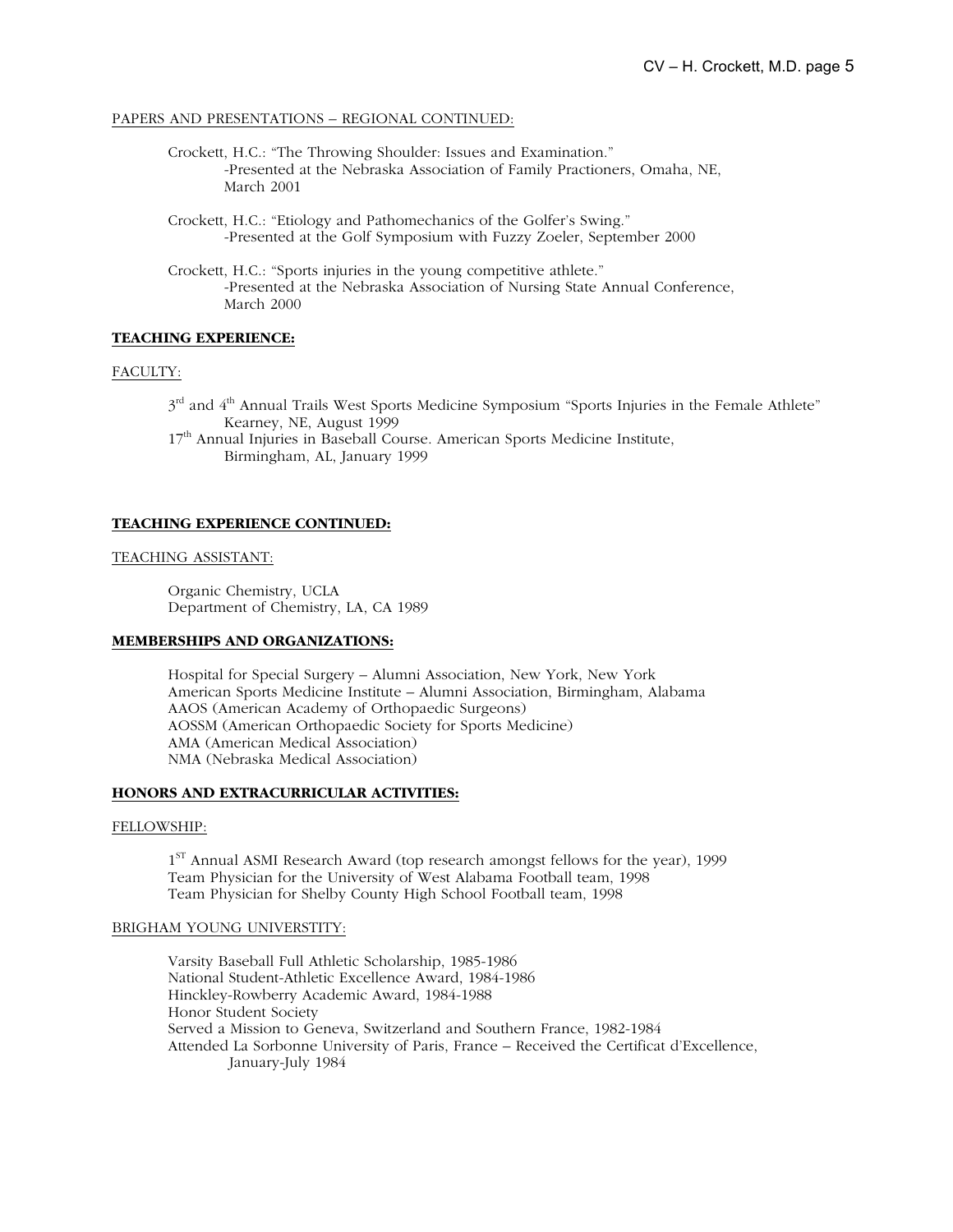PAPERS AND PRESENTATIONS – REGIONAL CONTINUED:

Crockett, H.C.: "The Throwing Shoulder: Issues and Examination."
-Presented at the Nebraska Association of Family Practioners, Omaha, NE, March 2001

Crockett, H.C.: "Etiology and Pathomechanics of the Golfer's Swing."
-Presented at the Golf Symposium with Fuzzy Zoeler, September 2000

Crockett, H.C.: "Sports injuries in the young competitive athlete."
-Presented at the Nebraska Association of Nursing State Annual Conference, March 2000

## TEACHING EXPERIENCE:

FACULTY:

3rd and 4th Annual Trails West Sports Medicine Symposium "Sports Injuries in the Female Athlete" Kearney, NE, August 1999
17th Annual Injuries in Baseball Course. American Sports Medicine Institute, Birmingham, AL, January 1999

## TEACHING EXPERIENCE CONTINUED:

TEACHING ASSISTANT:

Organic Chemistry, UCLA
Department of Chemistry, LA, CA 1989

## MEMBERSHIPS AND ORGANIZATIONS:

Hospital for Special Surgery – Alumni Association, New York, New York
American Sports Medicine Institute – Alumni Association, Birmingham, Alabama
AAOS (American Academy of Orthopaedic Surgeons)
AOSSM (American Orthopaedic Society for Sports Medicine)
AMA (American Medical Association)
NMA (Nebraska Medical Association)

## HONORS AND EXTRACURRICULAR ACTIVITIES:

FELLOWSHIP:

1ST Annual ASMI Research Award (top research amongst fellows for the year), 1999
Team Physician for the University of West Alabama Football team, 1998
Team Physician for Shelby County High School Football team, 1998

BRIGHAM YOUNG UNIVERSTITY:

Varsity Baseball Full Athletic Scholarship, 1985-1986
National Student-Athletic Excellence Award, 1984-1986
Hinckley-Rowberry Academic Award, 1984-1988
Honor Student Society
Served a Mission to Geneva, Switzerland and Southern France, 1982-1984
Attended La Sorbonne University of Paris, France – Received the Certificat d'Excellence, January-July 1984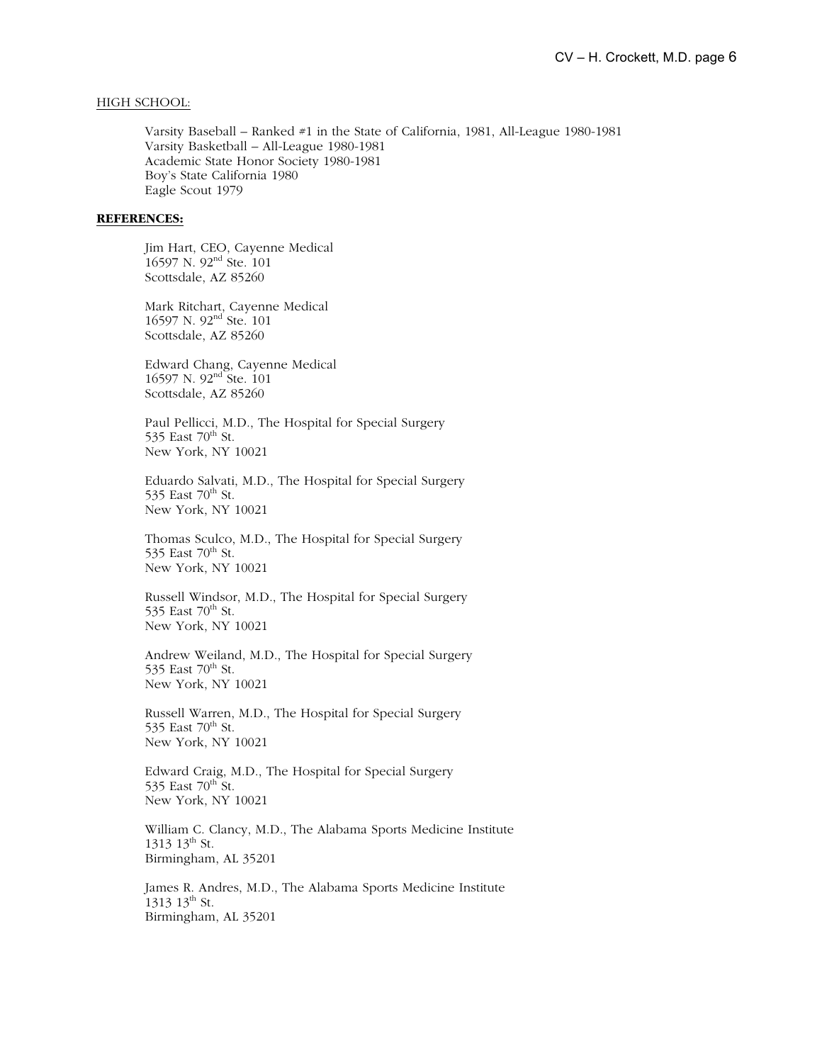HIGH SCHOOL:

Varsity Baseball – Ranked #1 in the State of California, 1981, All-League 1980-1981
Varsity Basketball – All-League 1980-1981
Academic State Honor Society 1980-1981
Boy's State California 1980
Eagle Scout 1979

**REFERENCES:**

Jim Hart, CEO, Cayenne Medical
16597 N. 92nd Ste. 101
Scottsdale, AZ 85260

Mark Ritchart, Cayenne Medical
16597 N. 92nd Ste. 101
Scottsdale, AZ 85260

Edward Chang, Cayenne Medical
16597 N. 92nd Ste. 101
Scottsdale, AZ 85260

Paul Pellicci, M.D., The Hospital for Special Surgery
535 East 70th St.
New York, NY 10021

Eduardo Salvati, M.D., The Hospital for Special Surgery
535 East 70th St.
New York, NY 10021

Thomas Sculco, M.D., The Hospital for Special Surgery
535 East 70th St.
New York, NY 10021

Russell Windsor, M.D., The Hospital for Special Surgery
535 East 70th St.
New York, NY 10021

Andrew Weiland, M.D., The Hospital for Special Surgery
535 East 70th St.
New York, NY 10021

Russell Warren, M.D., The Hospital for Special Surgery
535 East 70th St.
New York, NY 10021

Edward Craig, M.D., The Hospital for Special Surgery
535 East 70th St.
New York, NY 10021

William C. Clancy, M.D., The Alabama Sports Medicine Institute
1313 13th St.
Birmingham, AL 35201

James R. Andres, M.D., The Alabama Sports Medicine Institute
1313 13th St.
Birmingham, AL 35201